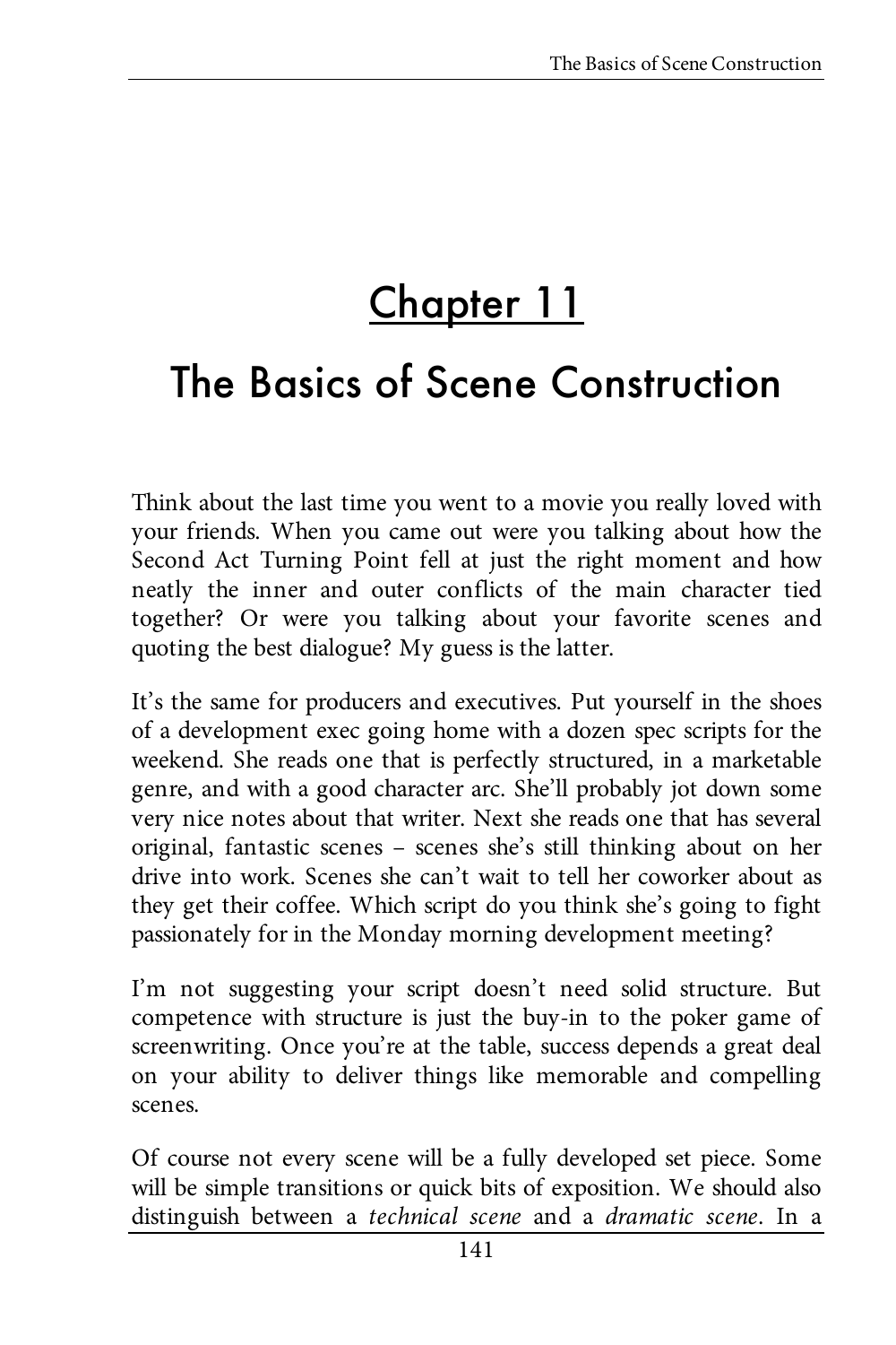# Chapter 11

## The Basics of Scene Construction

Think about the last time you went to a movie you really loved with your friends. When you came out were you talking about how the Second Act Turning Point fell at just the right moment and how neatly the inner and outer conflicts of the main character tied together? Or were you talking about your favorite scenes and quoting the best dialogue? My guess is the latter.

It's the same for producers and executives. Put yourself in the shoes of a development exec going home with a dozen spec scripts for the weekend. She reads one that is perfectly structured, in a marketable genre, and with a good character arc. She'll probably jot down some very nice notes about that writer. Next she reads one that has several original, fantastic scenes – scenes she's still thinking about on her drive into work. Scenes she can't wait to tell her coworker about as they get their coffee. Which script do you think she's going to fight passionately for in the Monday morning development meeting?

I'm not suggesting your script doesn't need solid structure. But competence with structure is just the buy-in to the poker game of screenwriting. Once you're at the table, success depends a great deal on your ability to deliver things like memorable and compelling scenes.

Of course not every scene will be a fully developed set piece. Some will be simple transitions or quick bits of exposition. We should also distinguish between a *technical scene* and a *dramatic scene*. In a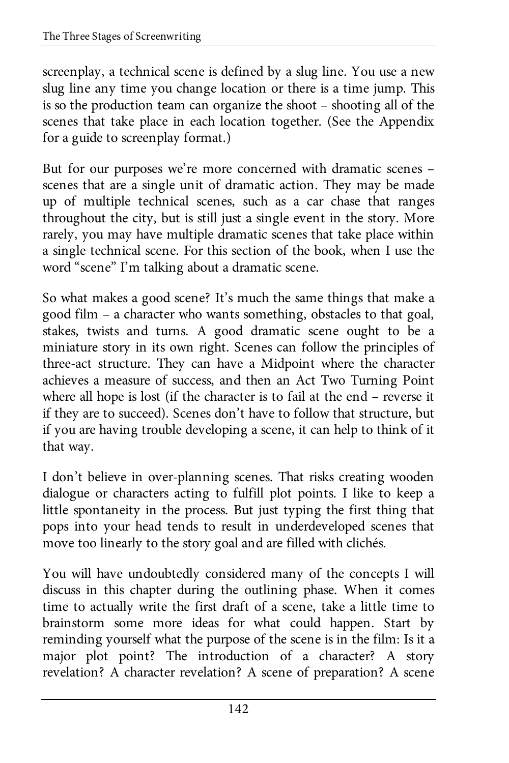screenplay, a technical scene is defined by a slug line. You use a new slug line any time you change location or there is a time jump. This is so the production team can organize the shoot – shooting all of the scenes that take place in each location together. (See the Appendix for a guide to screenplay format.)

But for our purposes we're more concerned with dramatic scenes – scenes that are a single unit of dramatic action. They may be made up of multiple technical scenes, such as a car chase that ranges throughout the city, but is still just a single event in the story. More rarely, you may have multiple dramatic scenes that take place within a single technical scene. For this section of the book, when I use the word "scene" I'm talking about a dramatic scene.

So what makes a good scene? It's much the same things that make a good film – a character who wants something, obstacles to that goal, stakes, twists and turns. A good dramatic scene ought to be a miniature story in its own right. Scenes can follow the principles of three-act structure. They can have a Midpoint where the character achieves a measure of success, and then an Act Two Turning Point where all hope is lost (if the character is to fail at the end – reverse it if they are to succeed). Scenes don't have to follow that structure, but if you are having trouble developing a scene, it can help to think of it that way.

I don't believe in over-planning scenes. That risks creating wooden dialogue or characters acting to fulfill plot points. I like to keep a little spontaneity in the process. But just typing the first thing that pops into your head tends to result in underdeveloped scenes that move too linearly to the story goal and are filled with clichés.

You will have undoubtedly considered many of the concepts I will discuss in this chapter during the outlining phase. When it comes time to actually write the first draft of a scene, take a little time to brainstorm some more ideas for what could happen. Start by reminding yourself what the purpose of the scene is in the film: Is it a major plot point? The introduction of a character? A story revelation? A character revelation? A scene of preparation? A scene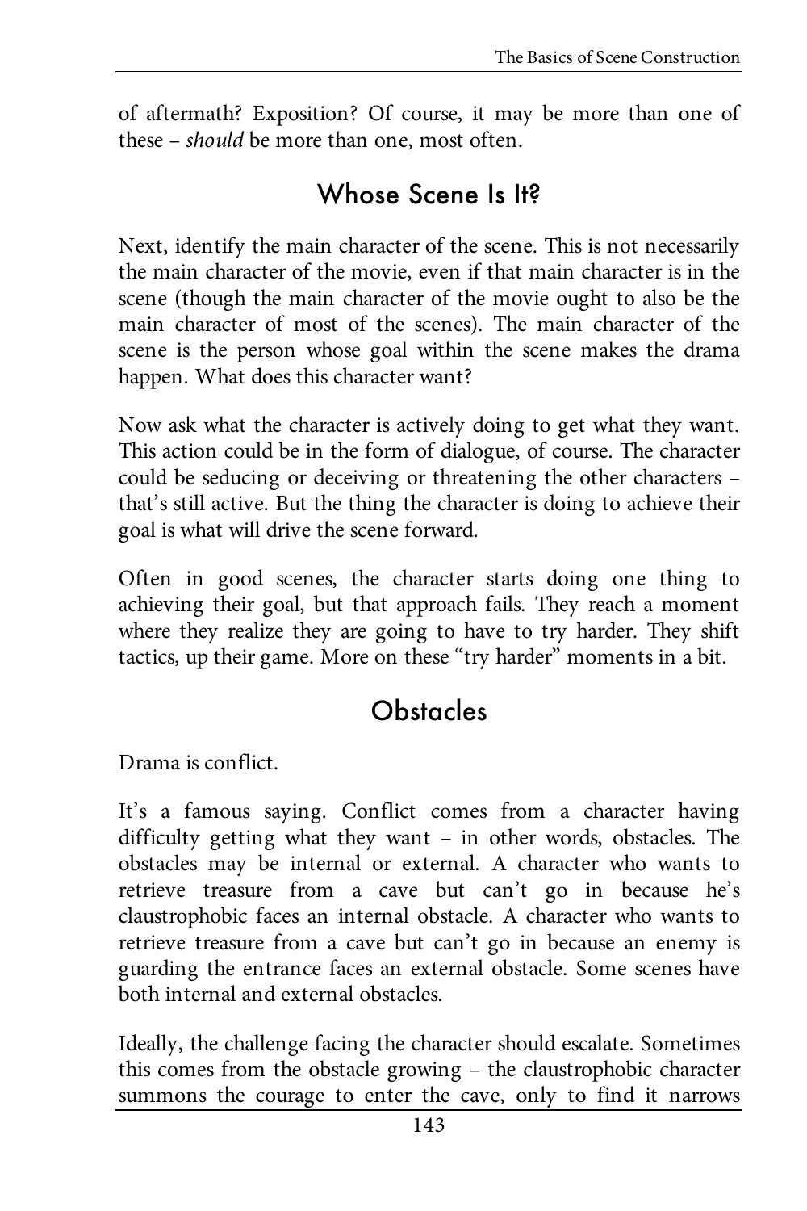of aftermath? Exposition? Of course, it may be more than one of these – *should* be more than one, most often.

## Whose Scene Is It?

Next, identify the main character of the scene. This is not necessarily the main character of the movie, even if that main character is in the scene (though the main character of the movie ought to also be the main character of most of the scenes). The main character of the scene is the person whose goal within the scene makes the drama happen. What does this character want?

Now ask what the character is actively doing to get what they want. This action could be in the form of dialogue, of course. The character could be seducing or deceiving or threatening the other characters – that's still active. But the thing the character is doing to achieve their goal is what will drive the scene forward.

Often in good scenes, the character starts doing one thing to achieving their goal, but that approach fails. They reach a moment where they realize they are going to have to try harder. They shift tactics, up their game. More on these "try harder" moments in a bit.

## Obstacles

Drama is conflict.

It's a famous saying. Conflict comes from a character having difficulty getting what they want – in other words, obstacles. The obstacles may be internal or external. A character who wants to retrieve treasure from a cave but can't go in because he's claustrophobic faces an internal obstacle. A character who wants to retrieve treasure from a cave but can't go in because an enemy is guarding the entrance faces an external obstacle. Some scenes have both internal and external obstacles.

Ideally, the challenge facing the character should escalate. Sometimes this comes from the obstacle growing – the claustrophobic character summons the courage to enter the cave, only to find it narrows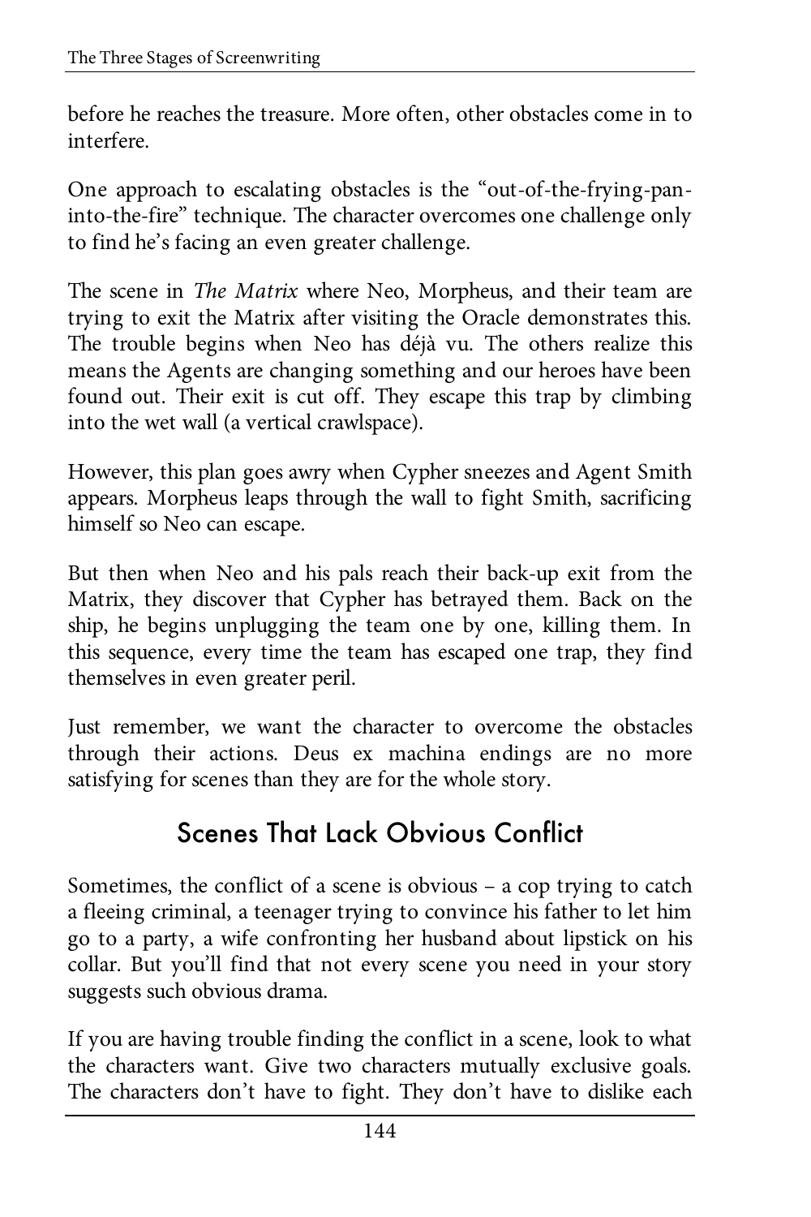before he reaches the treasure. More often, other obstacles come in to interfere.

One approach to escalating obstacles is the "out-of-the-frying-pan-into-the-fire" technique. The character overcomes one challenge only to find he's facing an even greater challenge.

The scene in *The Matrix* where Neo, Morpheus, and their team are trying to exit the Matrix after visiting the Oracle demonstrates this. The trouble begins when Neo has déjà vu. The others realize this means the Agents are changing something and our heroes have been found out. Their exit is cut off. They escape this trap by climbing into the wet wall (a vertical crawlspace).

However, this plan goes awry when Cypher sneezes and Agent Smith appears. Morpheus leaps through the wall to fight Smith, sacrificing himself so Neo can escape.

But then when Neo and his pals reach their back-up exit from the Matrix, they discover that Cypher has betrayed them. Back on the ship, he begins unplugging the team one by one, killing them. In this sequence, every time the team has escaped one trap, they find themselves in even greater peril.

Just remember, we want the character to overcome the obstacles through their actions. Deus ex machina endings are no more satisfying for scenes than they are for the whole story.

## Scenes That Lack Obvious Conflict

Sometimes, the conflict of a scene is obvious – a cop trying to catch a fleeing criminal, a teenager trying to convince his father to let him go to a party, a wife confronting her husband about lipstick on his collar. But you'll find that not every scene you need in your story suggests such obvious drama.

If you are having trouble finding the conflict in a scene, look to what the characters want. Give two characters mutually exclusive goals. The characters don't have to fight. They don't have to dislike each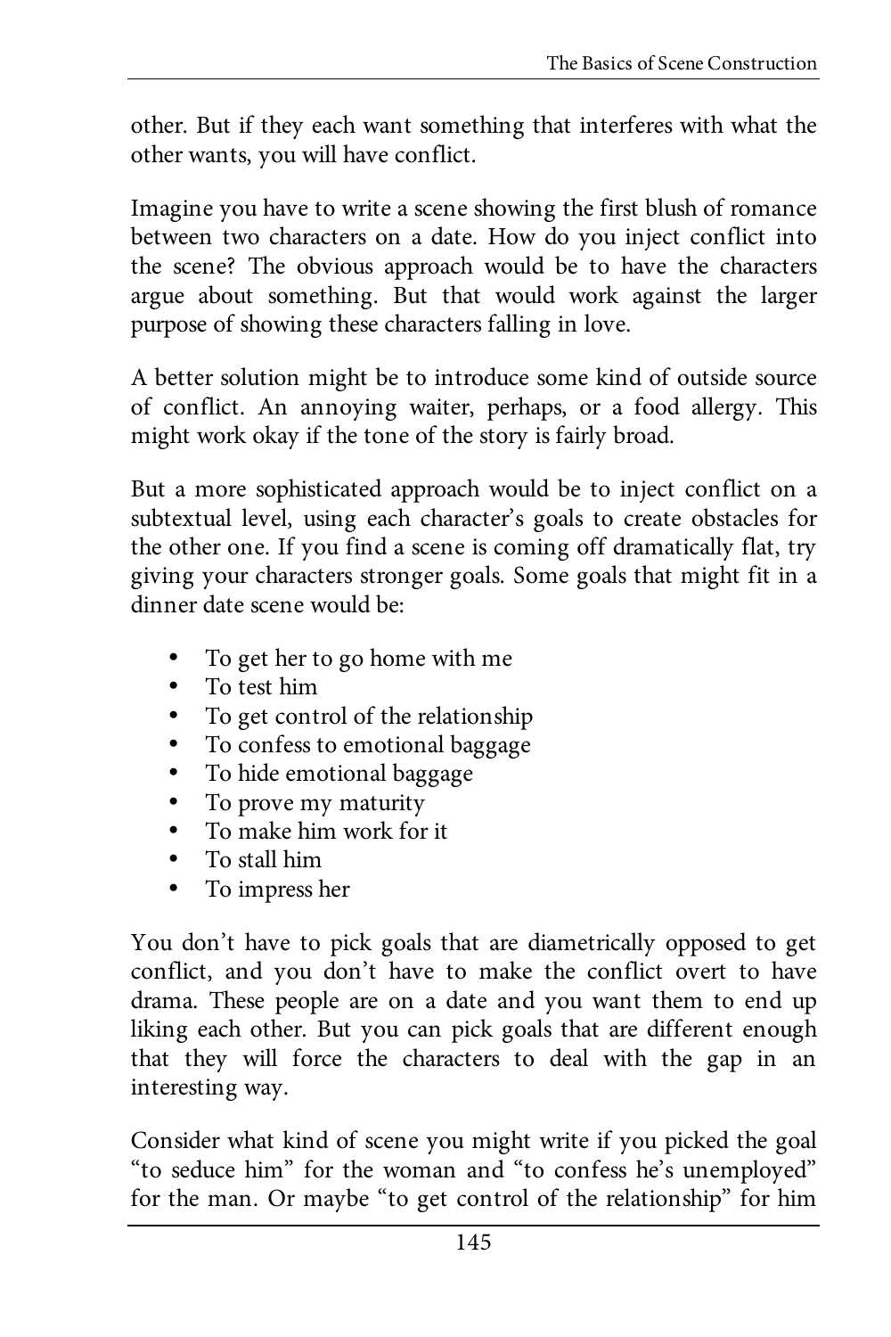other. But if they each want something that interferes with what the other wants, you will have conflict.

Imagine you have to write a scene showing the first blush of romance between two characters on a date. How do you inject conflict into the scene? The obvious approach would be to have the characters argue about something. But that would work against the larger purpose of showing these characters falling in love.

A better solution might be to introduce some kind of outside source of conflict. An annoying waiter, perhaps, or a food allergy. This might work okay if the tone of the story is fairly broad.

But a more sophisticated approach would be to inject conflict on a subtextual level, using each character's goals to create obstacles for the other one. If you find a scene is coming off dramatically flat, try giving your characters stronger goals. Some goals that might fit in a dinner date scene would be:

- To get her to go home with me
- To test him
- To get control of the relationship
- To confess to emotional baggage
- To hide emotional baggage
- To prove my maturity
- To make him work for it
- To stall him
- To impress her

You don't have to pick goals that are diametrically opposed to get conflict, and you don't have to make the conflict overt to have drama. These people are on a date and you want them to end up liking each other. But you can pick goals that are different enough that they will force the characters to deal with the gap in an interesting way.

Consider what kind of scene you might write if you picked the goal "to seduce him" for the woman and "to confess he's unemployed" for the man. Or maybe "to get control of the relationship" for him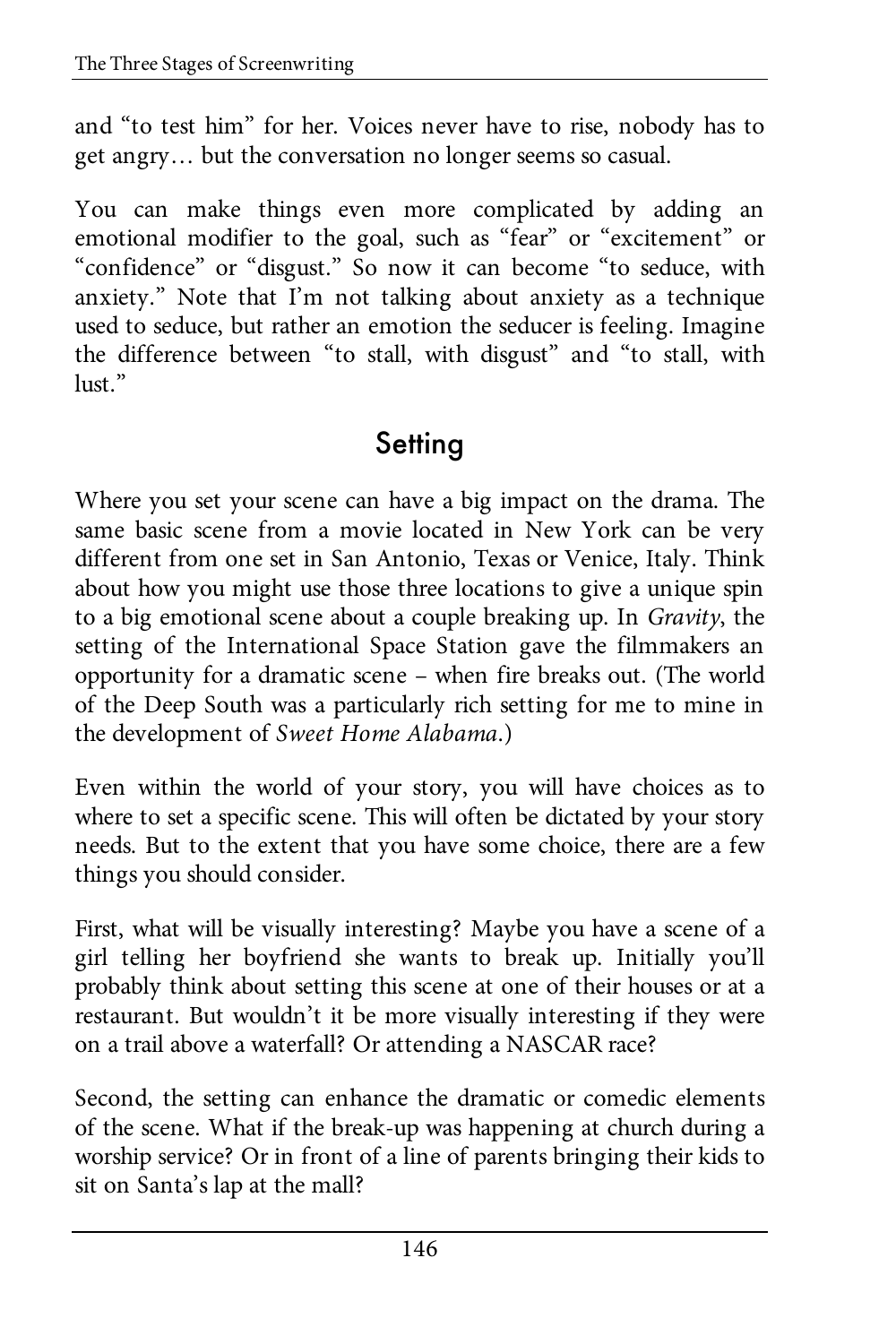and “to test him” for her. Voices never have to rise, nobody has to get angry… but the conversation no longer seems so casual.

You can make things even more complicated by adding an emotional modifier to the goal, such as “fear” or “excitement” or “confidence” or “disgust.” So now it can become “to seduce, with anxiety.” Note that I’m not talking about anxiety as a technique used to seduce, but rather an emotion the seducer is feeling. Imagine the difference between “to stall, with disgust” and “to stall, with lust.”

## Setting

Where you set your scene can have a big impact on the drama. The same basic scene from a movie located in New York can be very different from one set in San Antonio, Texas or Venice, Italy. Think about how you might use those three locations to give a unique spin to a big emotional scene about a couple breaking up. In *Gravity*, the setting of the International Space Station gave the filmmakers an opportunity for a dramatic scene – when fire breaks out. (The world of the Deep South was a particularly rich setting for me to mine in the development of *Sweet Home Alabama*.)

Even within the world of your story, you will have choices as to where to set a specific scene. This will often be dictated by your story needs. But to the extent that you have some choice, there are a few things you should consider.

First, what will be visually interesting? Maybe you have a scene of a girl telling her boyfriend she wants to break up. Initially you’ll probably think about setting this scene at one of their houses or at a restaurant. But wouldn’t it be more visually interesting if they were on a trail above a waterfall? Or attending a NASCAR race?

Second, the setting can enhance the dramatic or comedic elements of the scene. What if the break-up was happening at church during a worship service? Or in front of a line of parents bringing their kids to sit on Santa’s lap at the mall?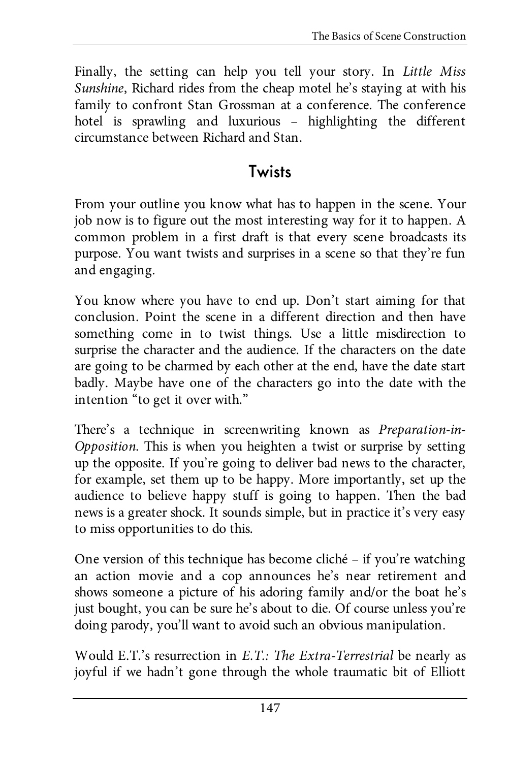Finally, the setting can help you tell your story. In *Little Miss Sunshine*, Richard rides from the cheap motel he's staying at with his family to confront Stan Grossman at a conference. The conference hotel is sprawling and luxurious – highlighting the different circumstance between Richard and Stan.

## Twists

From your outline you know what has to happen in the scene. Your job now is to figure out the most interesting way for it to happen. A common problem in a first draft is that every scene broadcasts its purpose. You want twists and surprises in a scene so that they're fun and engaging.

You know where you have to end up. Don't start aiming for that conclusion. Point the scene in a different direction and then have something come in to twist things. Use a little misdirection to surprise the character and the audience. If the characters on the date are going to be charmed by each other at the end, have the date start badly. Maybe have one of the characters go into the date with the intention "to get it over with."

There's a technique in screenwriting known as *Preparation-in-Opposition*. This is when you heighten a twist or surprise by setting up the opposite. If you're going to deliver bad news to the character, for example, set them up to be happy. More importantly, set up the audience to believe happy stuff is going to happen. Then the bad news is a greater shock. It sounds simple, but in practice it's very easy to miss opportunities to do this.

One version of this technique has become cliché – if you're watching an action movie and a cop announces he's near retirement and shows someone a picture of his adoring family and/or the boat he's just bought, you can be sure he's about to die. Of course unless you're doing parody, you'll want to avoid such an obvious manipulation.

Would E.T.'s resurrection in *E.T.: The Extra-Terrestrial* be nearly as joyful if we hadn't gone through the whole traumatic bit of Elliott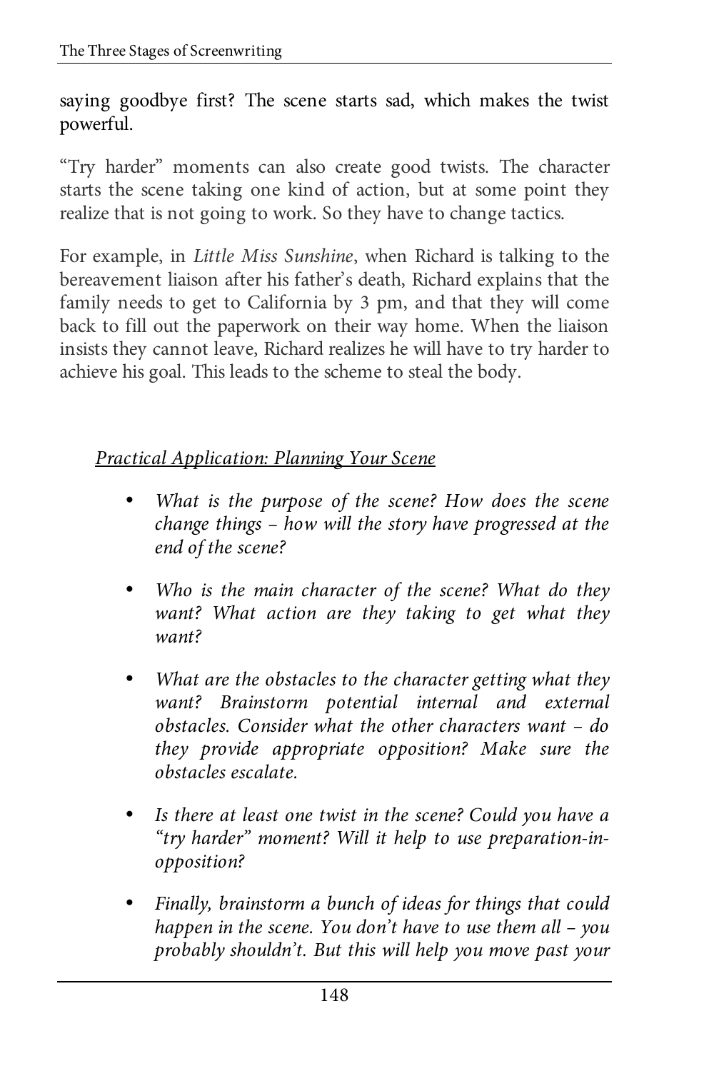saying goodbye first? The scene starts sad, which makes the twist powerful.

"Try harder" moments can also create good twists. The character starts the scene taking one kind of action, but at some point they realize that is not going to work. So they have to change tactics.

For example, in *Little Miss Sunshine*, when Richard is talking to the bereavement liaison after his father's death, Richard explains that the family needs to get to California by 3 pm, and that they will come back to fill out the paperwork on their way home. When the liaison insists they cannot leave, Richard realizes he will have to try harder to achieve his goal. This leads to the scheme to steal the body.

*<u>Practical Application: Planning Your Scene</u>*

- *What is the purpose of the scene? How does the scene change things – how will the story have progressed at the end of the scene?*

- *Who is the main character of the scene? What do they want? What action are they taking to get what they want?*

- *What are the obstacles to the character getting what they want? Brainstorm potential internal and external obstacles. Consider what the other characters want – do they provide appropriate opposition? Make sure the obstacles escalate.*

- *Is there at least one twist in the scene? Could you have a "try harder" moment? Will it help to use preparation-in-opposition?*

- *Finally, brainstorm a bunch of ideas for things that could happen in the scene. You don't have to use them all – you probably shouldn't. But this will help you move past your*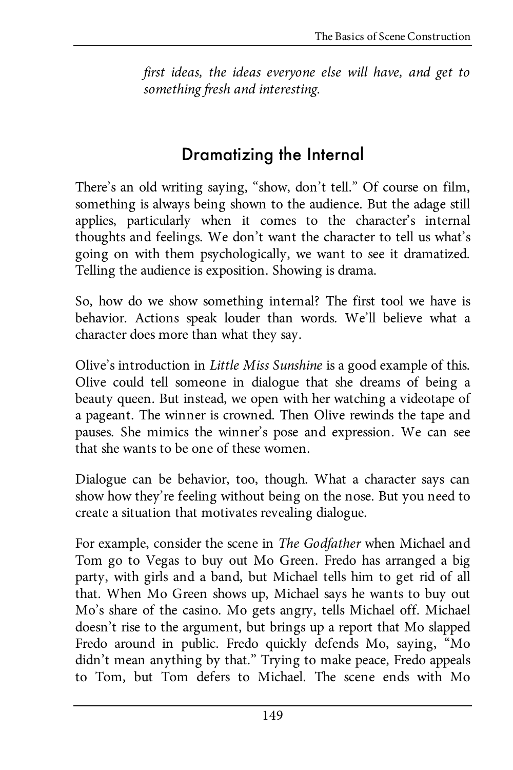*first ideas, the ideas everyone else will have, and get to something fresh and interesting.*

## Dramatizing the Internal

There's an old writing saying, "show, don't tell." Of course on film, something is always being shown to the audience. But the adage still applies, particularly when it comes to the character's internal thoughts and feelings. We don't want the character to tell us what's going on with them psychologically, we want to see it dramatized. Telling the audience is exposition. Showing is drama.

So, how do we show something internal? The first tool we have is behavior. Actions speak louder than words. We'll believe what a character does more than what they say.

Olive's introduction in *Little Miss Sunshine* is a good example of this. Olive could tell someone in dialogue that she dreams of being a beauty queen. But instead, we open with her watching a videotape of a pageant. The winner is crowned. Then Olive rewinds the tape and pauses. She mimics the winner's pose and expression. We can see that she wants to be one of these women.

Dialogue can be behavior, too, though. What a character says can show how they're feeling without being on the nose. But you need to create a situation that motivates revealing dialogue.

For example, consider the scene in *The Godfather* when Michael and Tom go to Vegas to buy out Mo Green. Fredo has arranged a big party, with girls and a band, but Michael tells him to get rid of all that. When Mo Green shows up, Michael says he wants to buy out Mo's share of the casino. Mo gets angry, tells Michael off. Michael doesn't rise to the argument, but brings up a report that Mo slapped Fredo around in public. Fredo quickly defends Mo, saying, "Mo didn't mean anything by that." Trying to make peace, Fredo appeals to Tom, but Tom defers to Michael. The scene ends with Mo